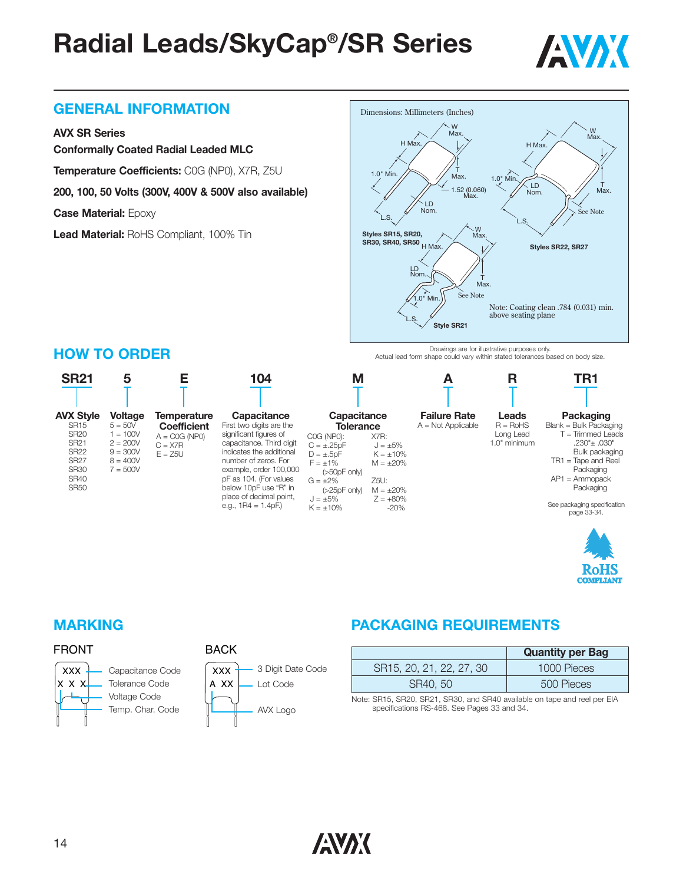# Radial Leads/SkyCap®/SR Series

## GENERAL INFORMATION

**AVX SR Series**

**Conformally Coated Radial Leaded MLC**

**Temperature Coefficients:** C0G (NP0), X7R, Z5U

**200, 100, 50 Volts (300V, 400V & 500V also available)**

**Case Material:** Epoxy

**Lead Material:** RoHS Compliant, 100% Tin

Dimensions: Millimeters (Inches)

Styles SR15, SR20, SR30, SR40, SR50

Styles SR22, SR27

Style SR21

Note: Coating clean .784 (0.031) min. above seating plane

Drawings are for illustrative purposes only.
Actual lead form shape could vary within stated tolerances based on body size.

## HOW TO ORDER

| SR21 | 5 | E | 104 | M | A | R | TR1 |
|---|---|---|---|---|---|---|---|
| **AVX Style** | **Voltage** | **Temperature Coefficient** | **Capacitance** | **Capacitance Tolerance** | **Failure Rate** | **Leads** | **Packaging** |
| SR15<br>SR20<br>SR21<br>SR22<br>SR27<br>SR30<br>SR40<br>SR50 | 5 = 50V<br>1 = 100V<br>2 = 200V<br>9 = 300V<br>8 = 400V<br>7 = 500V | A = C0G (NP0)<br>C = X7R<br>E = Z5U | First two digits are the significant figures of capacitance. Third digit indicates the additional number of zeros. For example, order 100,000 pF as 104. (For values below 10pF use "R" in place of decimal point, e.g., 1R4 = 1.4pF.) | C0G (NP0):<br>C = ±.25pF<br>D = ±.5pF<br>F = ±1% (>50pF only)<br>G = ±2% (>25pF only)<br>J = ±5%<br>K = ±10%<br>X7R:<br>J = ±5%<br>K = ±10%<br>M = ±20%<br>Z5U:<br>M = ±20%<br>Z = +80% -20% | A = Not Applicable | R = RoHS Long Lead 1.0" minimum | Blank = Bulk Packaging<br>T = Trimmed Leads .230"± .030" Bulk packaging<br>TR1 = Tape and Reel Packaging<br>AP1 = Ammopack Packaging<br>See packaging specification page 33-34. |

RoHS COMPLIANT

## MARKING

FRONT

- XXX — Capacitance Code
- X — Tolerance Code
- X — Voltage Code
- X — Temp. Char. Code

BACK

- XXX — 3 Digit Date Code
- A XX — Lot Code
- AVX Logo

## PACKAGING REQUIREMENTS

| | Quantity per Bag |
|---|---|
| SR15, 20, 21, 22, 27, 30 | 1000 Pieces |
| SR40, 50 | 500 Pieces |

Note: SR15, SR20, SR21, SR30, and SR40 available on tape and reel per EIA specifications RS-468. See Pages 33 and 34.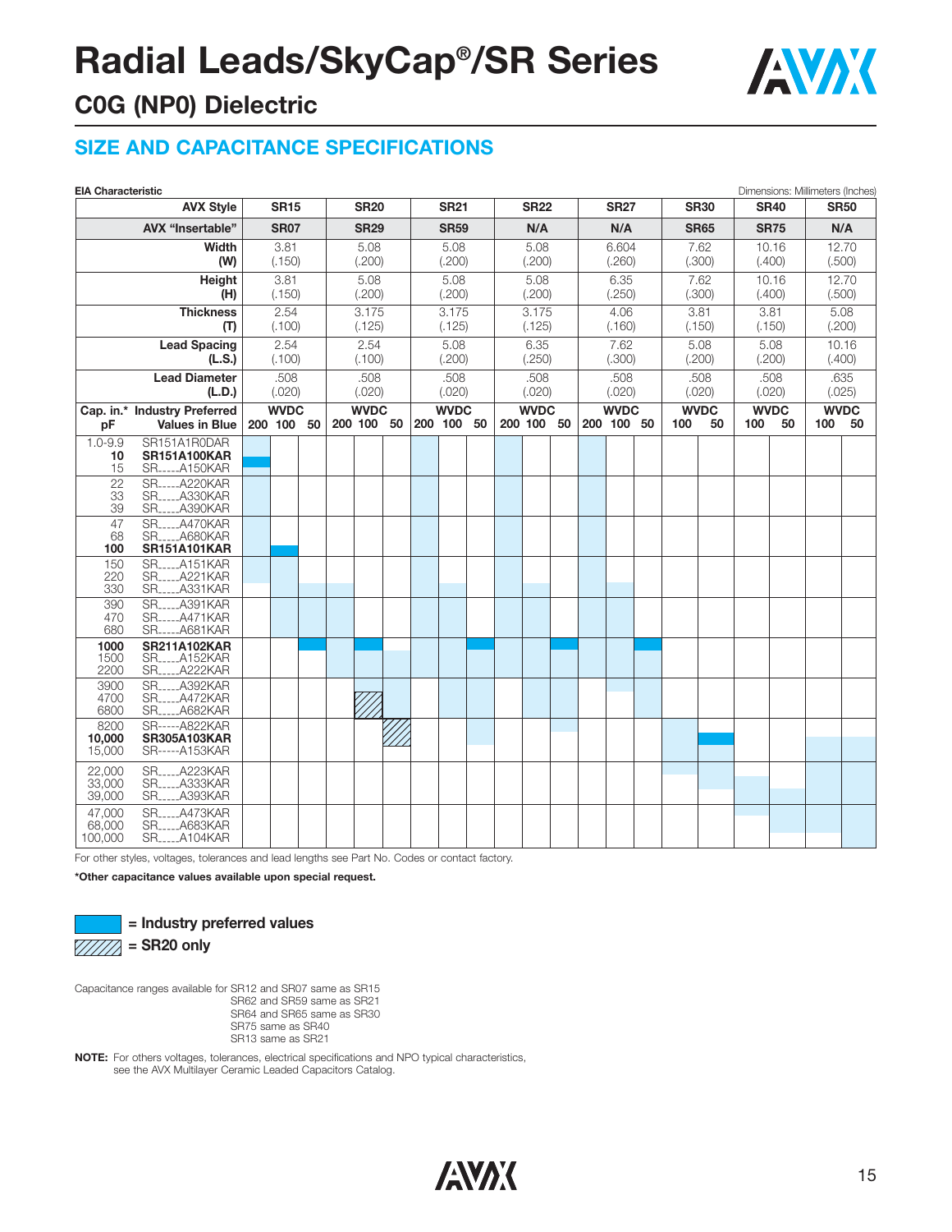# Radial Leads/SkyCap®/SR Series

## C0G (NP0) Dielectric

### SIZE AND CAPACITANCE SPECIFICATIONS

**EIA Characteristic** — Dimensions: Millimeters (Inches)

| AVX Style | SR15 | SR20 | SR21 | SR22 | SR27 | SR30 | SR40 | SR50 |
|---|---|---|---|---|---|---|---|---|
| AVX "Insertable" | SR07 | SR29 | SR59 | N/A | N/A | SR65 | SR75 | N/A |
| Width (W) | 3.81 (.150) | 5.08 (.200) | 5.08 (.200) | 5.08 (.200) | 6.604 (.260) | 7.62 (.300) | 10.16 (.400) | 12.70 (.500) |
| Height (H) | 3.81 (.150) | 5.08 (.200) | 5.08 (.200) | 5.08 (.200) | 6.35 (.250) | 7.62 (.300) | 10.16 (.400) | 12.70 (.500) |
| Thickness (T) | 2.54 (.100) | 3.175 (.125) | 3.175 (.125) | 3.175 (.125) | 4.06 (.160) | 3.81 (.150) | 3.81 (.150) | 5.08 (.200) |
| Lead Spacing (L.S.) | 2.54 (.100) | 2.54 (.100) | 5.08 (.200) | 6.35 (.250) | 7.62 (.300) | 5.08 (.200) | 5.08 (.200) | 10.16 (.400) |
| Lead Diameter (L.D.) | .508 (.020) | .508 (.020) | .508 (.020) | .508 (.020) | .508 (.020) | .508 (.020) | .508 (.020) | .635 (.025) |
| Cap. in.* pF / Industry Preferred Values in Blue | WVDC 200 100 50 | WVDC 200 100 50 | WVDC 200 100 50 | WVDC 200 100 50 | WVDC 200 100 50 | WVDC 100 50 | WVDC 100 50 | WVDC 100 50 |

| Cap. in.* pF | Industry Preferred Values in Blue |
|---|---|
| 1.0-9.9 | SR151A1R0DAR |
| **10** | **SR151A100KAR** |
| 15 | SR____A150KAR |
| 22 | SR____A220KAR |
| 33 | SR____A330KAR |
| 39 | SR____A390KAR |
| 47 | SR____A470KAR |
| 68 | SR____A680KAR |
| **100** | **SR151A101KAR** |
| 150 | SR____A151KAR |
| 220 | SR____A221KAR |
| 330 | SR____A331KAR |
| 390 | SR____A391KAR |
| 470 | SR____A471KAR |
| 680 | SR____A681KAR |
| **1000** | **SR211A102KAR** |
| 1500 | SR____A152KAR |
| 2200 | SR____A222KAR |
| 3900 | SR____A392KAR |
| 4700 | SR____A472KAR |
| 6800 | SR____A682KAR |
| 8200 | SR-----A822KAR |
| **10,000** | **SR305A103KAR** |
| 15,000 | SR-----A153KAR |
| 22,000 | SR____A223KAR |
| 33,000 | SR____A333KAR |
| 39,000 | SR____A393KAR |
| 47,000 | SR____A473KAR |
| 68,000 | SR____A683KAR |
| 100,000 | SR____A104KAR |

For other styles, voltages, tolerances and lead lengths see Part No. Codes or contact factory.

**\*Other capacitance values available upon special request.**

**= Industry preferred values**

**= SR20 only**

Capacitance ranges available for SR12 and SR07 same as SR15
SR62 and SR59 same as SR21
SR64 and SR65 same as SR30
SR75 same as SR40
SR13 same as SR21

**NOTE:** For others voltages, tolerances, electrical specifications and NPO typical characteristics, see the AVX Multilayer Ceramic Leaded Capacitors Catalog.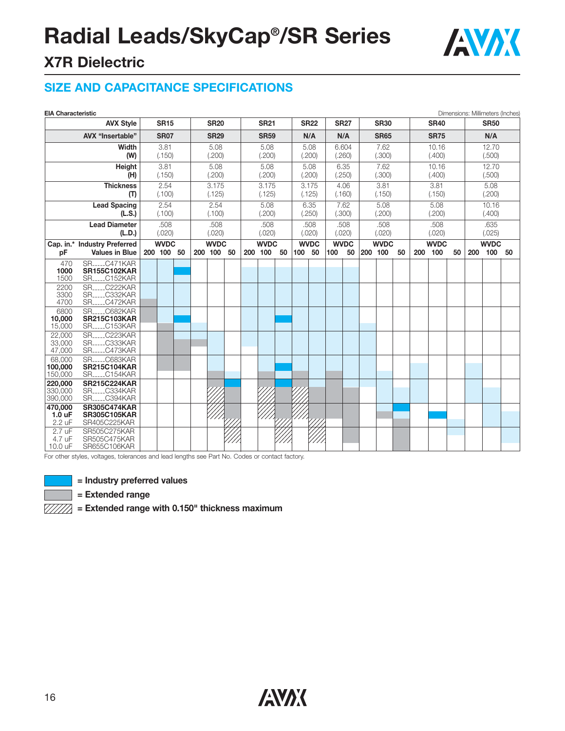# Radial Leads/SkyCap®/SR Series

## X7R Dielectric

## SIZE AND CAPACITANCE SPECIFICATIONS

**EIA Characteristic** — Dimensions: Millimeters (Inches)

| AVX Style | SR15 | SR20 | SR21 | SR22 | SR27 | SR30 | SR40 | SR50 |
|---|---|---|---|---|---|---|---|---|
| AVX "Insertable" | SR07 | SR29 | SR59 | N/A | N/A | SR65 | SR75 | N/A |
| Width (W) | 3.81 (.150) | 5.08 (.200) | 5.08 (.200) | 5.08 (.200) | 6.604 (.260) | 7.62 (.300) | 10.16 (.400) | 12.70 (.500) |
| Height (H) | 3.81 (.150) | 5.08 (.200) | 5.08 (.200) | 5.08 (.200) | 6.35 (.250) | 7.62 (.300) | 10.16 (.400) | 12.70 (.500) |
| Thickness (T) | 2.54 (.100) | 3.175 (.125) | 3.175 (.125) | 3.175 (.125) | 4.06 (.160) | 3.81 (.150) | 3.81 (.150) | 5.08 (.200) |
| Lead Spacing (L.S.) | 2.54 (.100) | 2.54 (.100) | 5.08 (.200) | 6.35 (.250) | 7.62 (.300) | 5.08 (.200) | 5.08 (.200) | 10.16 (.400) |
| Lead Diameter (L.D.) | .508 (.020) | .508 (.020) | .508 (.020) | .508 (.020) | .508 (.020) | .508 (.020) | .508 (.020) | .635 (.025) |
| WVDC | 200 100 50 | 200 100 50 | 200 100 50 | 100 50 | 100 50 | 200 100 50 | 200 100 50 | 200 100 50 |

| Cap. in.* pF | Industry Preferred Values in Blue |
|---|---|
| 470 | SR_ _ _ _C471KAR |
| **1000** | **SR155C102KAR** |
| 1500 | SR_ _ _ _C152KAR |
| 2200 | SR_ _ _ _C222KAR |
| 3300 | SR_ _ _ _C332KAR |
| 4700 | SR_ _ _ _C472KAR |
| 6800 | SR_ _ _ _C682KAR |
| **10,000** | **SR215C103KAR** |
| 15,000 | SR_ _ _ _C153KAR |
| 22,000 | SR_ _ _ _C223KAR |
| 33,000 | SR_ _ _ _C333KAR |
| 47,000 | SR_ _ _ _C473KAR |
| 68,000 | SR_ _ _ _C683KAR |
| **100,000** | **SR215C104KAR** |
| 150,000 | SR_ _ _ _C154KAR |
| **220,000** | **SR215C224KAR** |
| 330,000 | SR_ _ _ _C334KAR |
| 390,000 | SR_ _ _ _C394KAR |
| **470,000** | **SR305C474KAR** |
| **1.0 uF** | **SR305C105KAR** |
| 2.2 uF | SR405C225KAR |
| 2.7 uF | SR505C275KAR |
| 4.7 uF | SR505C475KAR |
| 10.0 uF | SR655C106KAR |

For other styles, voltages, tolerances and lead lengths see Part No. Codes or contact factory.

- (blue) = Industry preferred values
- (gray) = Extended range
- (hatched) = Extended range with 0.150" thickness maximum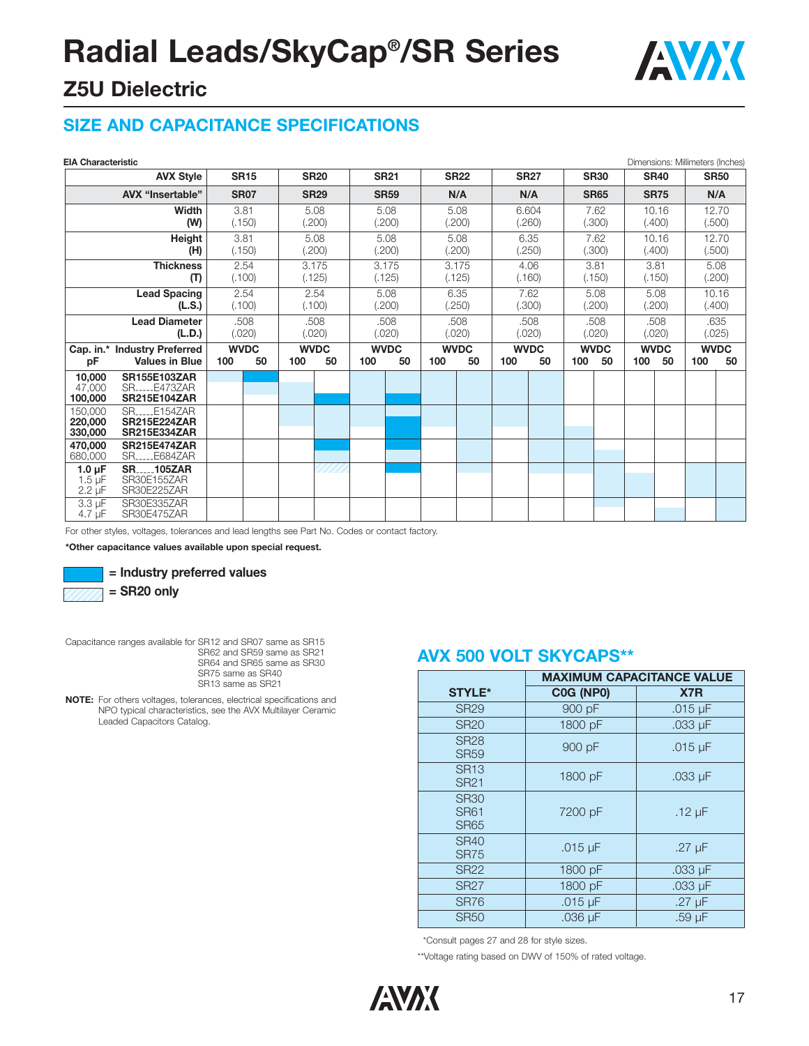# Radial Leads/SkyCap®/SR Series

## Z5U Dielectric

### SIZE AND CAPACITANCE SPECIFICATIONS

**EIA Characteristic** — Dimensions: Millimeters (Inches)

| AVX Style | SR15 | SR20 | SR21 | SR22 | SR27 | SR30 | SR40 | SR50 |
|---|---|---|---|---|---|---|---|---|
| AVX "Insertable" | SR07 | SR29 | SR59 | N/A | N/A | SR65 | SR75 | N/A |
| Width (W) | 3.81 (.150) | 5.08 (.200) | 5.08 (.200) | 5.08 (.200) | 6.604 (.260) | 7.62 (.300) | 10.16 (.400) | 12.70 (.500) |
| Height (H) | 3.81 (.150) | 5.08 (.200) | 5.08 (.200) | 5.08 (.200) | 6.35 (.250) | 7.62 (.300) | 10.16 (.400) | 12.70 (.500) |
| Thickness (T) | 2.54 (.100) | 3.175 (.125) | 3.175 (.125) | 3.175 (.125) | 4.06 (.160) | 3.81 (.150) | 3.81 (.150) | 5.08 (.200) |
| Lead Spacing (L.S.) | 2.54 (.100) | 2.54 (.100) | 5.08 (.200) | 6.35 (.250) | 7.62 (.300) | 5.08 (.200) | 5.08 (.200) | 10.16 (.400) |
| Lead Diameter (L.D.) | .508 (.020) | .508 (.020) | .508 (.020) | .508 (.020) | .508 (.020) | .508 (.020) | .508 (.020) | .635 (.025) |

| Cap. in.* pF | Industry Preferred Values in Blue | SR15 WVDC 100 | SR15 WVDC 50 | SR20 WVDC 100 | SR20 WVDC 50 | SR21 WVDC 100 | SR21 WVDC 50 | SR22 WVDC 100 | SR22 WVDC 50 | SR27 WVDC 100 | SR27 WVDC 50 | SR30 WVDC 100 | SR30 WVDC 50 | SR40 WVDC 100 | SR40 WVDC 50 | SR50 WVDC 100 | SR50 WVDC 50 |
|---|---|---|---|---|---|---|---|---|---|---|---|---|---|---|---|---|---|
| **10,000** | **SR155E103ZAR** | | | | | | | | | | | | | | | | |
| 47,000 | SR_ _ _ _E473ZAR | | | | | | | | | | | | | | | | |
| **100,000** | **SR215E104ZAR** | | | | | | | | | | | | | | | | |
| 150,000 | SR_ _ _ _E154ZAR | | | | | | | | | | | | | | | | |
| **220,000** | **SR215E224ZAR** | | | | | | | | | | | | | | | | |
| **330,000** | **SR215E334ZAR** | | | | | | | | | | | | | | | | |
| **470,000** | **SR215E474ZAR** | | | | | | | | | | | | | | | | |
| 680,000 | SR_ _ _ _E684ZAR | | | | | | | | | | | | | | | | |
| **1.0 µF** | **SR_ _ _ _105ZAR** | | | | | | | | | | | | | | | | |
| 1.5 µF | SR30E155ZAR | | | | | | | | | | | | | | | | |
| 2.2 µF | SR30E225ZAR | | | | | | | | | | | | | | | | |
| 3.3 µF | SR30E335ZAR | | | | | | | | | | | | | | | | |
| 4.7 µF | SR30E475ZAR | | | | | | | | | | | | | | | | |

For other styles, voltages, tolerances and lead lengths see Part No. Codes or contact factory.

**\*Other capacitance values available upon special request.**

**= Industry preferred values**

**= SR20 only**

Capacitance ranges available for SR12 and SR07 same as SR15
SR62 and SR59 same as SR21
SR64 and SR65 same as SR30
SR75 same as SR40
SR13 same as SR21

**NOTE:** For others voltages, tolerances, electrical specifications and NPO typical characteristics, see the AVX Multilayer Ceramic Leaded Capacitors Catalog.

### AVX 500 VOLT SKYCAPS**

| STYLE* | MAXIMUM CAPACITANCE VALUE C0G (NP0) | MAXIMUM CAPACITANCE VALUE X7R |
|---|---|---|
| SR29 | 900 pF | .015 µF |
| SR20 | 1800 pF | .033 µF |
| SR28, SR59 | 900 pF | .015 µF |
| SR13, SR21 | 1800 pF | .033 µF |
| SR30, SR61, SR65 | 7200 pF | .12 µF |
| SR40, SR75 | .015 µF | .27 µF |
| SR22 | 1800 pF | .033 µF |
| SR27 | 1800 pF | .033 µF |
| SR76 | .015 µF | .27 µF |
| SR50 | .036 µF | .59 µF |

*Consult pages 27 and 28 for style sizes.

**Voltage rating based on DWV of 150% of rated voltage.